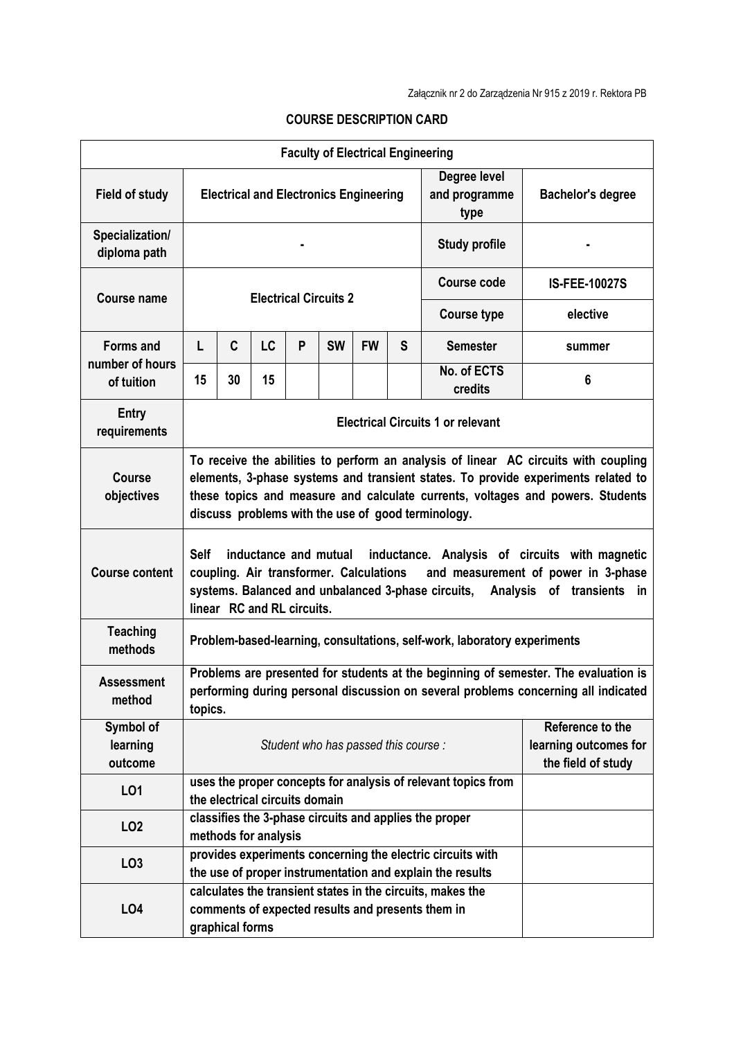Załącznik nr 2 do Zarządzenia Nr 915 z 2019 r. Rektora PB

## COURSE DESCRIPTION CARD

| Faculty of Electrical Engineering | | | | | | | | | |
|---|---|---|---|---|---|---|---|---|---|
| **Field of study** | Electrical and Electronics Engineering | | | | | | | **Degree level and programme type** | Bachelor's degree |
| **Specialization/ diploma path** | - | | | | | | | **Study profile** | - |
| **Course name** | Electrical Circuits 2 | | | | | | | **Course code** | IS-FEE-10027S |
| | | | | | | | | **Course type** | elective |
| **Forms and number of hours of tuition** | L | C | LC | P | SW | FW | S | **Semester** | summer |
| | 15 | 30 | 15 | | | | | **No. of ECTS credits** | 6 |
| **Entry requirements** | Electrical Circuits 1 or relevant | | | | | | | | |
| **Course objectives** | To receive the abilities to perform an analysis of linear AC circuits with coupling elements, 3-phase systems and transient states. To provide experiments related to these topics and measure and calculate currents, voltages and powers. Students discuss problems with the use of good terminology. | | | | | | | | |
| **Course content** | Self inductance and mutual inductance. Analysis of circuits with magnetic coupling. Air transformer. Calculations and measurement of power in 3-phase systems. Balanced and unbalanced 3-phase circuits, Analysis of transients in linear RC and RL circuits. | | | | | | | | |
| **Teaching methods** | Problem-based-learning, consultations, self-work, laboratory experiments | | | | | | | | |
| **Assessment method** | Problems are presented for students at the beginning of semester. The evaluation is performing during personal discussion on several problems concerning all indicated topics. | | | | | | | | |
| **Symbol of learning outcome** | *Student who has passed this course :* | | | | | | | | **Reference to the learning outcomes for the field of study** |
| **LO1** | uses the proper concepts for analysis of relevant topics from the electrical circuits domain | | | | | | | | |
| **LO2** | classifies the 3-phase circuits and applies the proper methods for analysis | | | | | | | | |
| **LO3** | provides experiments concerning the electric circuits with the use of proper instrumentation and explain the results | | | | | | | | |
| **LO4** | calculates the transient states in the circuits, makes the comments of expected results and presents them in graphical forms | | | | | | | | |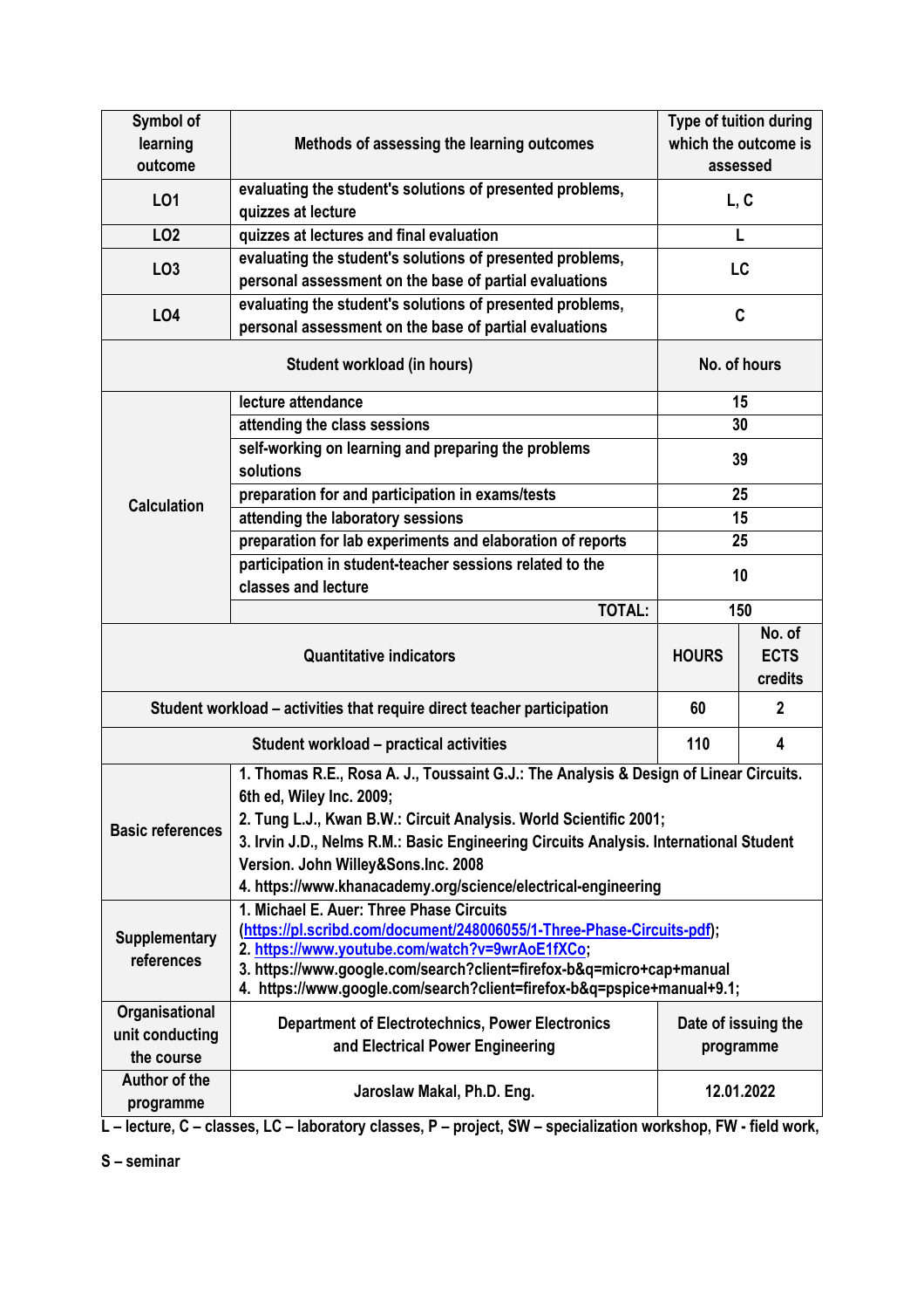| Symbol of learning outcome | Methods of assessing the learning outcomes | Type of tuition during which the outcome is assessed |
|---|---|---|
| LO1 | evaluating the student's solutions of presented problems, quizzes at lecture | L, C |
| LO2 | quizzes at lectures and final evaluation | L |
| LO3 | evaluating the student's solutions of presented problems, personal assessment on the base of partial evaluations | LC |
| LO4 | evaluating the student's solutions of presented problems, personal assessment on the base of partial evaluations | C |

| Student workload (in hours) | | No. of hours |
|---|---|---|
| Calculation | lecture attendance | 15 |
| | attending the class sessions | 30 |
| | self-working on learning and preparing the problems solutions | 39 |
| | preparation for and participation in exams/tests | 25 |
| | attending the laboratory sessions | 15 |
| | preparation for lab experiments and elaboration of reports | 25 |
| | participation in student-teacher sessions related to the classes and lecture | 10 |
| | TOTAL: | 150 |

| Quantitative indicators | HOURS | No. of ECTS credits |
|---|---|---|
| Student workload – activities that require direct teacher participation | 60 | 2 |
| Student workload – practical activities | 110 | 4 |

| | |
|---|---|
| Basic references | 1. Thomas R.E., Rosa A. J., Toussaint G.J.: The Analysis & Design of Linear Circuits. 6th ed, Wiley Inc. 2009;<br>2. Tung L.J., Kwan B.W.: Circuit Analysis. World Scientific 2001;<br>3. Irvin J.D., Nelms R.M.: Basic Engineering Circuits Analysis. International Student Version. John Willey&Sons.Inc. 2008<br>4. https://www.khanacademy.org/science/electrical-engineering |
| Supplementary references | 1. Michael E. Auer: Three Phase Circuits (https://pl.scribd.com/document/248006055/1-Three-Phase-Circuits-pdf);<br>2. https://www.youtube.com/watch?v=9wrAoE1fXCo;<br>3. https://www.google.com/search?client=firefox-b&q=micro+cap+manual<br>4. https://www.google.com/search?client=firefox-b&q=pspice+manual+9.1; |
| Organisational unit conducting the course | Department of Electrotechnics, Power Electronics and Electrical Power Engineering |
| Date of issuing the programme | 12.01.2022 |
| Author of the programme | Jaroslaw Makal, Ph.D. Eng. |

L – lecture, C – classes, LC – laboratory classes, P – project, SW – specialization workshop, FW - field work, S – seminar